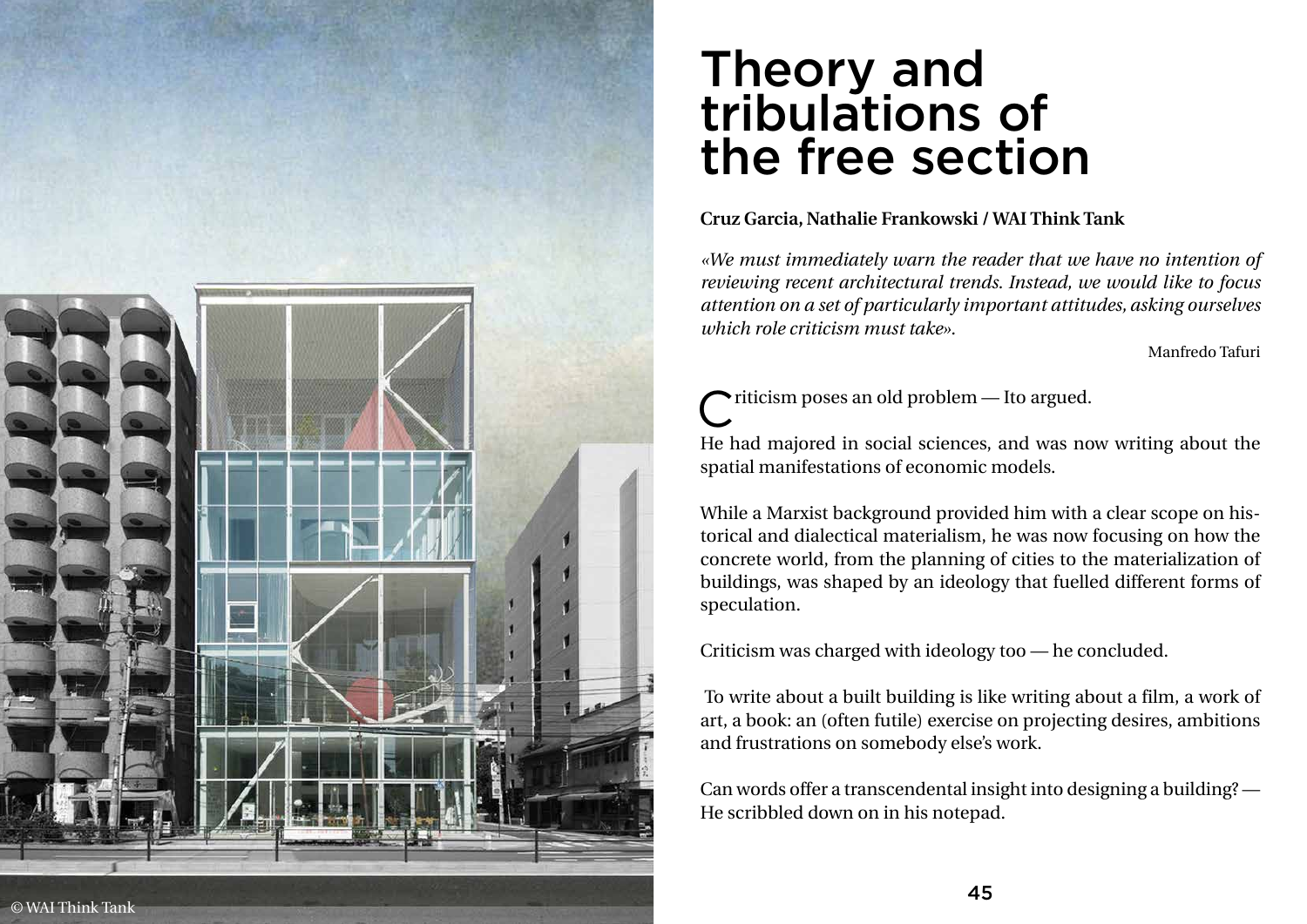# Theory and tribulations of the free section

**Cruz Garcia, Nathalie Frankowski / WAI Think Tank**

*«We must immediately warn the reader that we have no intention of reviewing recent architectural trends. Instead, we would like to focus attention on a set of particularly important attitudes, asking ourselves which role criticism must take».*

Manfredo Tafuri

Criticism poses an old problem — Ito argued.

He had majored in social sciences, and was now writing about the spatial manifestations of economic models.

While a Marxist background provided him with a clear scope on historical and dialectical materialism, he was now focusing on how the concrete world, from the planning of cities to the materialization of buildings, was shaped by an ideology that fuelled different forms of speculation.

Criticism was charged with ideology too — he concluded.

To write about a built building is like writing about a film, a work of art, a book: an (often futile) exercise on projecting desires, ambitions and frustrations on somebody else's work.

Can words offer a transcendental insight into designing a building? — He scribbled down on in his notepad.

© WAI Think Tank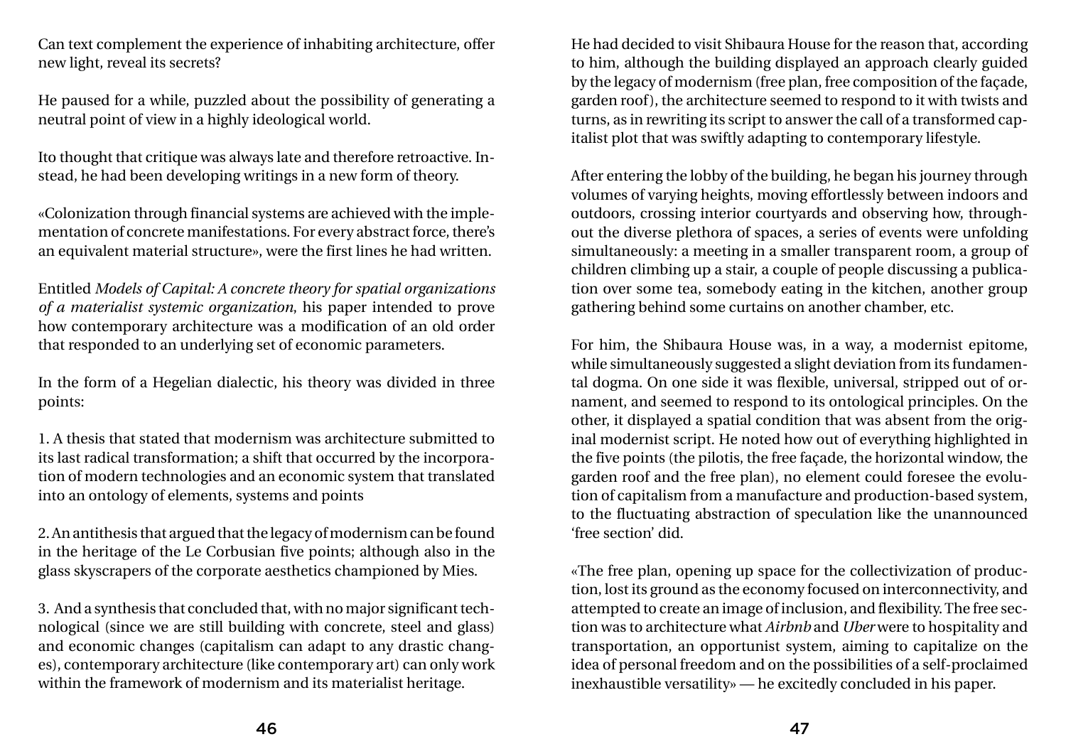Can text complement the experience of inhabiting architecture, offer new light, reveal its secrets?

He paused for a while, puzzled about the possibility of generating a neutral point of view in a highly ideological world.

Ito thought that critique was always late and therefore retroactive. Instead, he had been developing writings in a new form of theory.

«Colonization through financial systems are achieved with the implementation of concrete manifestations. For every abstract force, there's an equivalent material structure», were the first lines he had written.

Entitled *Models of Capital: A concrete theory for spatial organizations of a materialist systemic organization*, his paper intended to prove how contemporary architecture was a modification of an old order that responded to an underlying set of economic parameters.

In the form of a Hegelian dialectic, his theory was divided in three points:

1. A thesis that stated that modernism was architecture submitted to its last radical transformation; a shift that occurred by the incorporation of modern technologies and an economic system that translated into an ontology of elements, systems and points

2. An antithesis that argued that the legacy of modernism can be found in the heritage of the Le Corbusian five points; although also in the glass skyscrapers of the corporate aesthetics championed by Mies.

3. And a synthesis that concluded that, with no major significant technological (since we are still building with concrete, steel and glass) and economic changes (capitalism can adapt to any drastic changes), contemporary architecture (like contemporary art) can only work within the framework of modernism and its materialist heritage.

He had decided to visit Shibaura House for the reason that, according to him, although the building displayed an approach clearly guided by the legacy of modernism (free plan, free composition of the façade, garden roof), the architecture seemed to respond to it with twists and turns, as in rewriting its script to answer the call of a transformed capitalist plot that was swiftly adapting to contemporary lifestyle.

After entering the lobby of the building, he began his journey through volumes of varying heights, moving effortlessly between indoors and outdoors, crossing interior courtyards and observing how, throughout the diverse plethora of spaces, a series of events were unfolding simultaneously: a meeting in a smaller transparent room, a group of children climbing up a stair, a couple of people discussing a publication over some tea, somebody eating in the kitchen, another group gathering behind some curtains on another chamber, etc.

For him, the Shibaura House was, in a way, a modernist epitome, while simultaneously suggested a slight deviation from its fundamental dogma. On one side it was flexible, universal, stripped out of ornament, and seemed to respond to its ontological principles. On the other, it displayed a spatial condition that was absent from the original modernist script. He noted how out of everything highlighted in the five points (the pilotis, the free façade, the horizontal window, the garden roof and the free plan), no element could foresee the evolution of capitalism from a manufacture and production-based system, to the fluctuating abstraction of speculation like the unannounced 'free section' did.

«The free plan, opening up space for the collectivization of production, lost its ground as the economy focused on interconnectivity, and attempted to create an image of inclusion, and flexibility. The free section was to architecture what *Airbnb* and *Uber* were to hospitality and transportation, an opportunist system, aiming to capitalize on the idea of personal freedom and on the possibilities of a self-proclaimed inexhaustible versatility» — he excitedly concluded in his paper.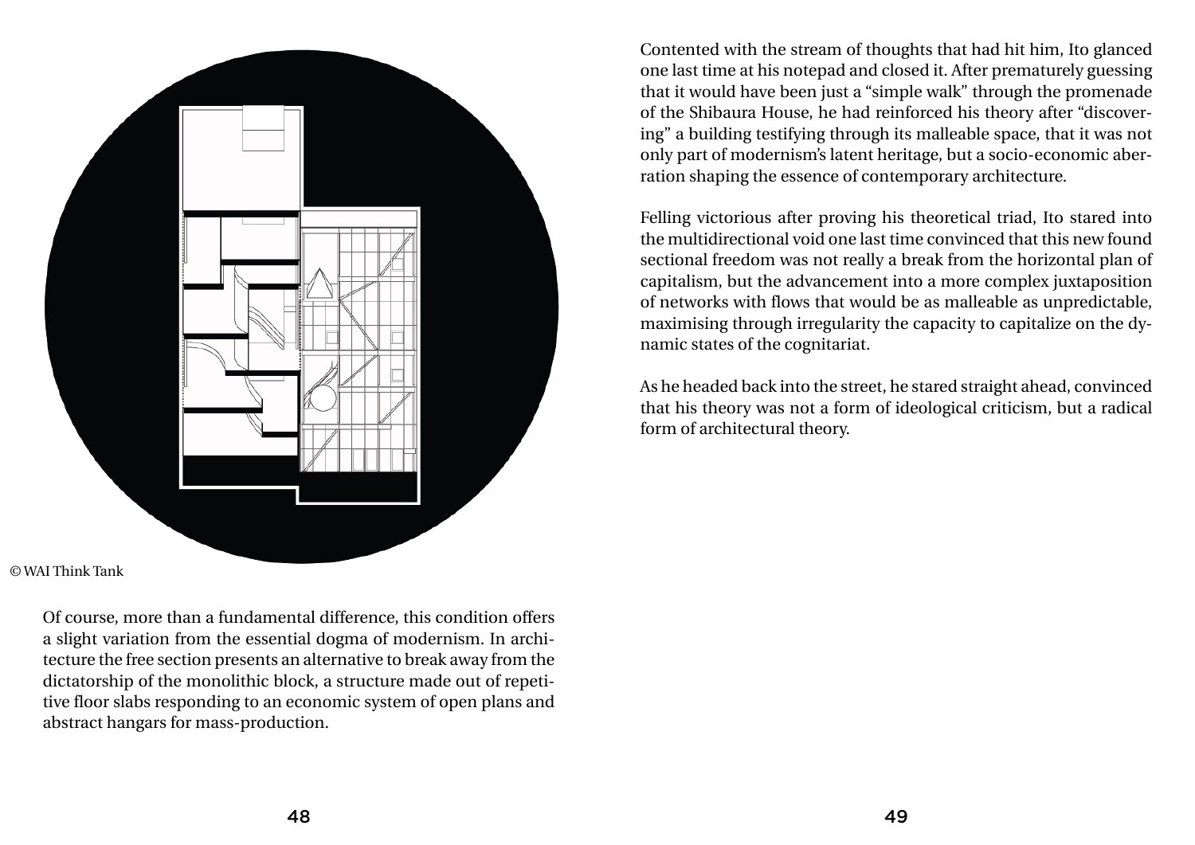© WAI Think Tank

Of course, more than a fundamental difference, this condition offers a slight variation from the essential dogma of modernism. In architecture the free section presents an alternative to break away from the dictatorship of the monolithic block, a structure made out of repetitive floor slabs responding to an economic system of open plans and abstract hangars for mass-production.

Contented with the stream of thoughts that had hit him, Ito glanced one last time at his notepad and closed it. After prematurely guessing that it would have been just a "simple walk" through the promenade of the Shibaura House, he had reinforced his theory after "discovering" a building testifying through its malleable space, that it was not only part of modernism's latent heritage, but a socio-economic aberration shaping the essence of contemporary architecture.

Felling victorious after proving his theoretical triad, Ito stared into the multidirectional void one last time convinced that this new found sectional freedom was not really a break from the horizontal plan of capitalism, but the advancement into a more complex juxtaposition of networks with flows that would be as malleable as unpredictable, maximising through irregularity the capacity to capitalize on the dynamic states of the cognitariat.

As he headed back into the street, he stared straight ahead, convinced that his theory was not a form of ideological criticism, but a radical form of architectural theory.